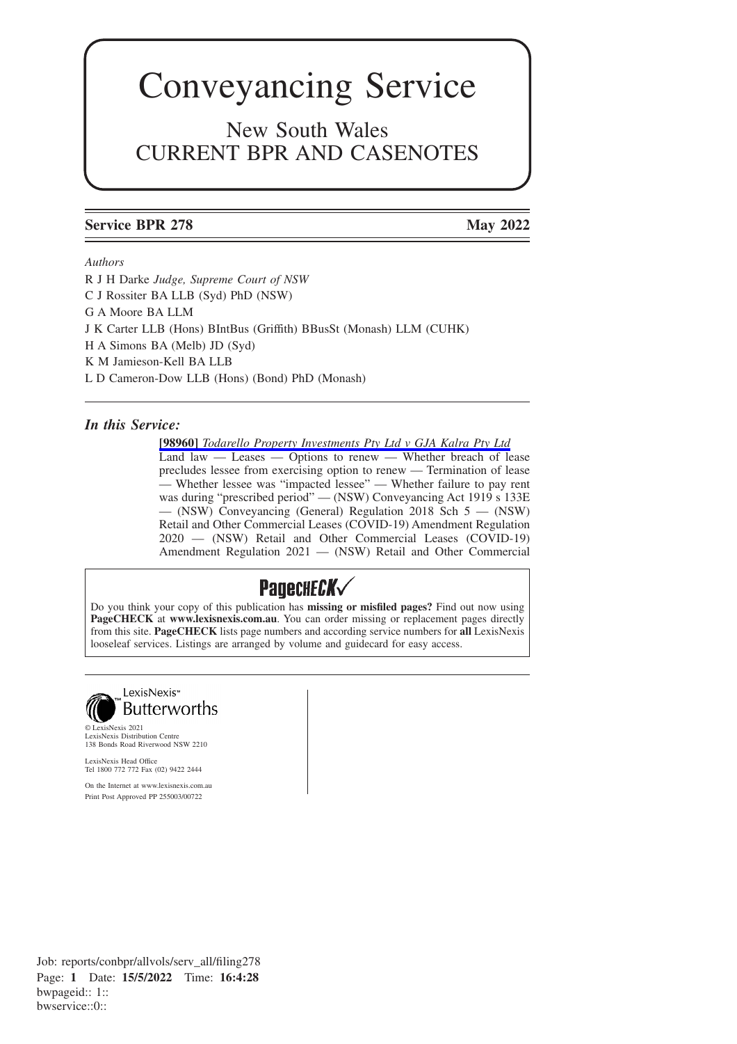# Conveyancing Service

## New South Wales
## CURRENT BPR AND CASENOTES

**Service BPR 278** **May 2022**

*Authors*

R J H Darke *Judge, Supreme Court of NSW*
C J Rossiter BA LLB (Syd) PhD (NSW)
G A Moore BA LLM
J K Carter LLB (Hons) BIntBus (Griffith) BBusSt (Monash) LLM (CUHK)
H A Simons BA (Melb) JD (Syd)
K M Jamieson-Kell BA LLB
L D Cameron-Dow LLB (Hons) (Bond) PhD (Monash)

### *In this Service:*

**[98960]** *Todarello Property Investments Pty Ltd v GJA Kalra Pty Ltd*
Land law — Leases — Options to renew — Whether breach of lease precludes lessee from exercising option to renew — Termination of lease — Whether lessee was "impacted lessee" — Whether failure to pay rent was during "prescribed period" — (NSW) Conveyancing Act 1919 s 133E — (NSW) Conveyancing (General) Regulation 2018 Sch 5 — (NSW) Retail and Other Commercial Leases (COVID-19) Amendment Regulation 2020 — (NSW) Retail and Other Commercial Leases (COVID-19) Amendment Regulation 2021 — (NSW) Retail and Other Commercial

**PageCHECK✓**

Do you think your copy of this publication has **missing or misfiled pages?** Find out now using **PageCHECK** at **www.lexisnexis.com.au**. You can order missing or replacement pages directly from this site. **PageCHECK** lists page numbers and according service numbers for **all** LexisNexis looseleaf services. Listings are arranged by volume and guidecard for easy access.

LexisNexis™ Butterworths

© LexisNexis 2021
LexisNexis Distribution Centre
138 Bonds Road Riverwood NSW 2210

LexisNexis Head Office
Tel 1800 772 772 Fax (02) 9422 2444

On the Internet at www.lexisnexis.com.au
Print Post Approved PP 255003/00722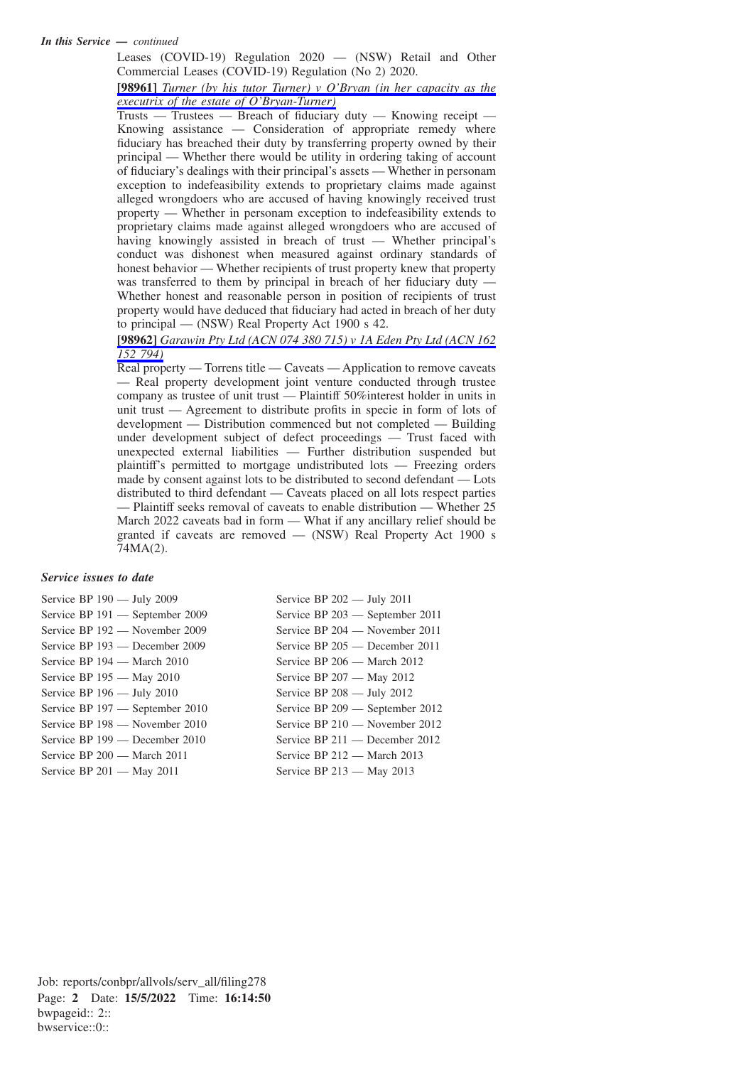***In this Service — continued***

Leases (COVID-19) Regulation 2020 — (NSW) Retail and Other Commercial Leases (COVID-19) Regulation (No 2) 2020.

**[98961]** *Turner (by his tutor Turner) v O'Bryan (in her capacity as the executrix of the estate of O'Bryan-Turner)*

Trusts — Trustees — Breach of fiduciary duty — Knowing receipt — Knowing assistance — Consideration of appropriate remedy where fiduciary has breached their duty by transferring property owned by their principal — Whether there would be utility in ordering taking of account of fiduciary's dealings with their principal's assets — Whether in personam exception to indefeasibility extends to proprietary claims made against alleged wrongdoers who are accused of having knowingly received trust property — Whether in personam exception to indefeasibility extends to proprietary claims made against alleged wrongdoers who are accused of having knowingly assisted in breach of trust — Whether principal's conduct was dishonest when measured against ordinary standards of honest behavior — Whether recipients of trust property knew that property was transferred to them by principal in breach of her fiduciary duty — Whether honest and reasonable person in position of recipients of trust property would have deduced that fiduciary had acted in breach of her duty to principal — (NSW) Real Property Act 1900 s 42.

**[98962]** *Garawin Pty Ltd (ACN 074 380 715) v 1A Eden Pty Ltd (ACN 162 152 794)*

Real property — Torrens title — Caveats — Application to remove caveats — Real property development joint venture conducted through trustee company as trustee of unit trust — Plaintiff 50%interest holder in units in unit trust — Agreement to distribute profits in specie in form of lots of development — Distribution commenced but not completed — Building under development subject of defect proceedings — Trust faced with unexpected external liabilities — Further distribution suspended but plaintiff's permitted to mortgage undistributed lots — Freezing orders made by consent against lots to be distributed to second defendant — Lots distributed to third defendant — Caveats placed on all lots respect parties — Plaintiff seeks removal of caveats to enable distribution — Whether 25 March 2022 caveats bad in form — What if any ancillary relief should be granted if caveats are removed — (NSW) Real Property Act 1900 s 74MA(2).

### *Service issues to date*

Service BP 190 — July 2009
Service BP 191 — September 2009
Service BP 192 — November 2009
Service BP 193 — December 2009
Service BP 194 — March 2010
Service BP 195 — May 2010
Service BP 196 — July 2010
Service BP 197 — September 2010
Service BP 198 — November 2010
Service BP 199 — December 2010
Service BP 200 — March 2011
Service BP 201 — May 2011
Service BP 202 — July 2011
Service BP 203 — September 2011
Service BP 204 — November 2011
Service BP 205 — December 2011
Service BP 206 — March 2012
Service BP 207 — May 2012
Service BP 208 — July 2012
Service BP 209 — September 2012
Service BP 210 — November 2012
Service BP 211 — December 2012
Service BP 212 — March 2013
Service BP 213 — May 2013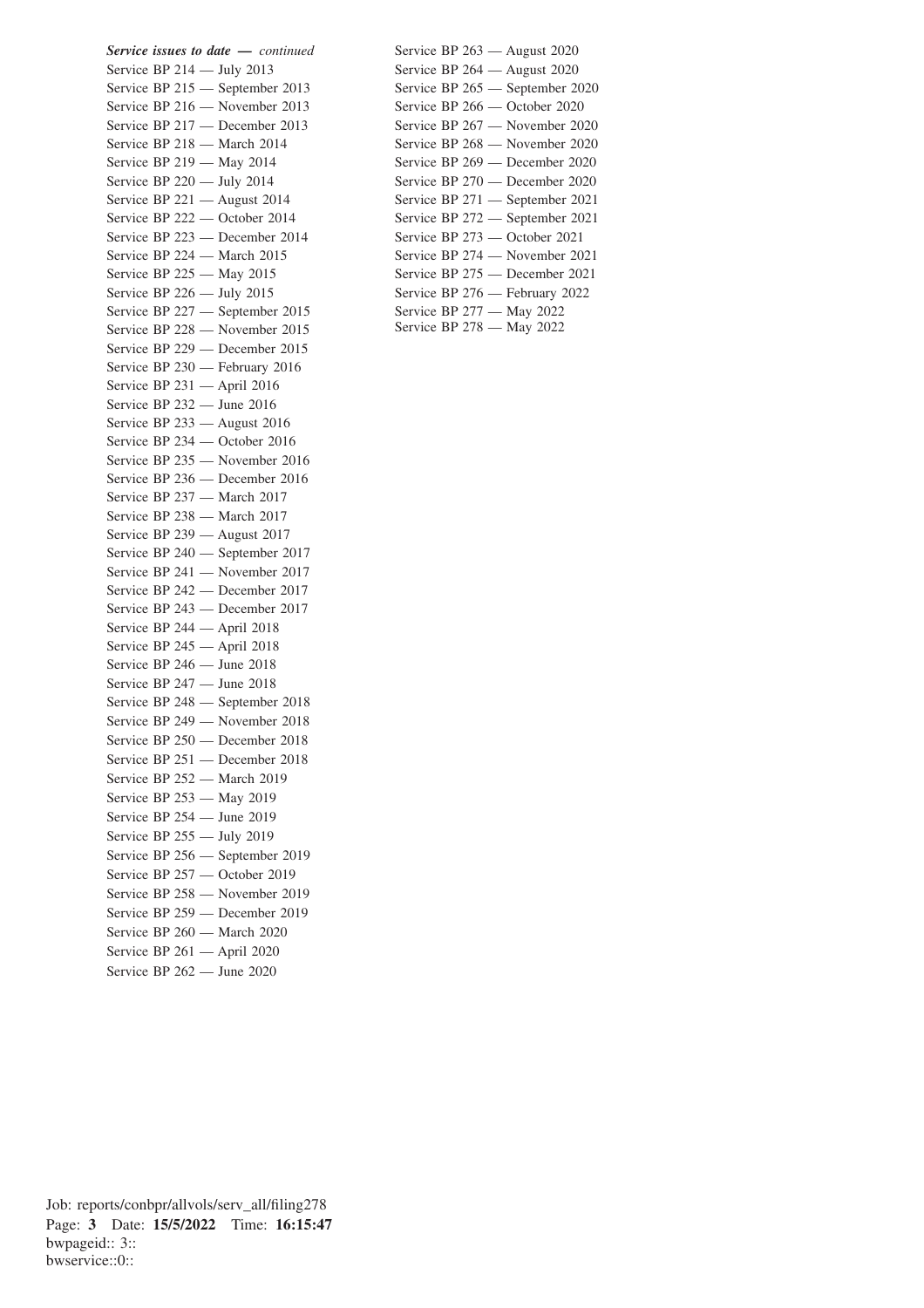***Service issues to date —*** *continued*

Service BP 214 — July 2013
Service BP 215 — September 2013
Service BP 216 — November 2013
Service BP 217 — December 2013
Service BP 218 — March 2014
Service BP 219 — May 2014
Service BP 220 — July 2014
Service BP 221 — August 2014
Service BP 222 — October 2014
Service BP 223 — December 2014
Service BP 224 — March 2015
Service BP 225 — May 2015
Service BP 226 — July 2015
Service BP 227 — September 2015
Service BP 228 — November 2015
Service BP 229 — December 2015
Service BP 230 — February 2016
Service BP 231 — April 2016
Service BP 232 — June 2016
Service BP 233 — August 2016
Service BP 234 — October 2016
Service BP 235 — November 2016
Service BP 236 — December 2016
Service BP 237 — March 2017
Service BP 238 — March 2017
Service BP 239 — August 2017
Service BP 240 — September 2017
Service BP 241 — November 2017
Service BP 242 — December 2017
Service BP 243 — December 2017
Service BP 244 — April 2018
Service BP 245 — April 2018
Service BP 246 — June 2018
Service BP 247 — June 2018
Service BP 248 — September 2018
Service BP 249 — November 2018
Service BP 250 — December 2018
Service BP 251 — December 2018
Service BP 252 — March 2019
Service BP 253 — May 2019
Service BP 254 — June 2019
Service BP 255 — July 2019
Service BP 256 — September 2019
Service BP 257 — October 2019
Service BP 258 — November 2019
Service BP 259 — December 2019
Service BP 260 — March 2020
Service BP 261 — April 2020
Service BP 262 — June 2020
Service BP 263 — August 2020
Service BP 264 — August 2020
Service BP 265 — September 2020
Service BP 266 — October 2020
Service BP 267 — November 2020
Service BP 268 — November 2020
Service BP 269 — December 2020
Service BP 270 — December 2020
Service BP 271 — September 2021
Service BP 272 — September 2021
Service BP 273 — October 2021
Service BP 274 — November 2021
Service BP 275 — December 2021
Service BP 276 — February 2022
Service BP 277 — May 2022
Service BP 278 — May 2022

Job: reports/conbpr/allvols/serv_all/filing278
Page: **3** Date: **15/5/2022** Time: **16:15:47**
bwpageid:: 3::
bwservice::0::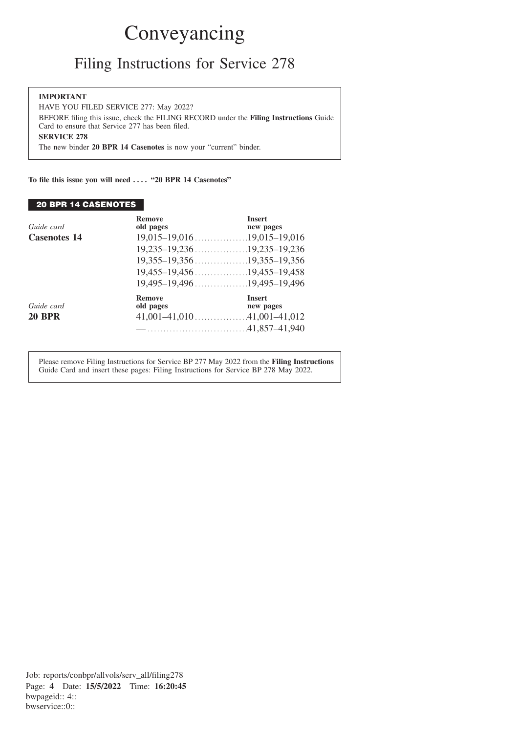# Conveyancing

## Filing Instructions for Service 278

**IMPORTANT**

HAVE YOU FILED SERVICE 277: May 2022?

BEFORE filing this issue, check the FILING RECORD under the **Filing Instructions** Guide Card to ensure that Service 277 has been filed.

**SERVICE 278**

The new binder **20 BPR 14 Casenotes** is now your "current" binder.

**To file this issue you will need . . . . "20 BPR 14 Casenotes"**

**20 BPR 14 CASENOTES**

| *Guide card* | **Remove old pages** | **Insert new pages** |
|---|---|---|
| **Casenotes 14** | 19,015–19,016 | 19,015–19,016 |
| | 19,235–19,236 | 19,235–19,236 |
| | 19,355–19,356 | 19,355–19,356 |
| | 19,455–19,456 | 19,455–19,458 |
| | 19,495–19,496 | 19,495–19,496 |

| *Guide card* | **Remove old pages** | **Insert new pages** |
|---|---|---|
| **20 BPR** | 41,001–41,010 | 41,001–41,012 |
| | — | 41,857–41,940 |

Please remove Filing Instructions for Service BP 277 May 2022 from the **Filing Instructions** Guide Card and insert these pages: Filing Instructions for Service BP 278 May 2022.

Job: reports/conbpr/allvols/serv_all/filing278
Page: **4** Date: **15/5/2022** Time: **16:20:45**
bwpageid:: 4::
bwservice::0::